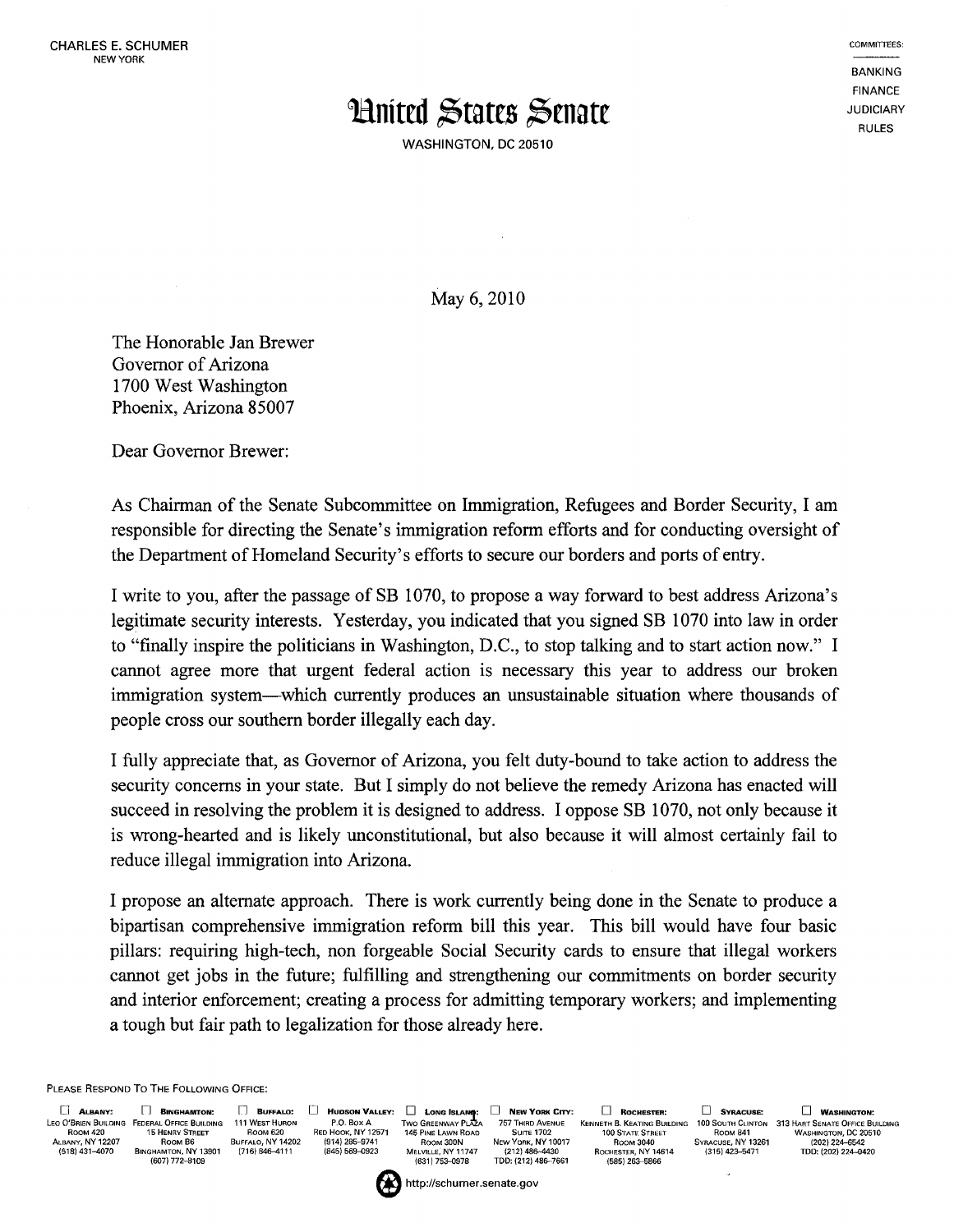CHARLES E. SCHUMER
NEW YORK

COMMITTEES:
BANKING
FINANCE
JUDICIARY
RULES

# United States Senate

WASHINGTON, DC 20510

May 6, 2010

The Honorable Jan Brewer
Governor of Arizona
1700 West Washington
Phoenix, Arizona 85007

Dear Governor Brewer:

As Chairman of the Senate Subcommittee on Immigration, Refugees and Border Security, I am responsible for directing the Senate's immigration reform efforts and for conducting oversight of the Department of Homeland Security's efforts to secure our borders and ports of entry.

I write to you, after the passage of SB 1070, to propose a way forward to best address Arizona's legitimate security interests. Yesterday, you indicated that you signed SB 1070 into law in order to "finally inspire the politicians in Washington, D.C., to stop talking and to start action now." I cannot agree more that urgent federal action is necessary this year to address our broken immigration system—which currently produces an unsustainable situation where thousands of people cross our southern border illegally each day.

I fully appreciate that, as Governor of Arizona, you felt duty-bound to take action to address the security concerns in your state. But I simply do not believe the remedy Arizona has enacted will succeed in resolving the problem it is designed to address. I oppose SB 1070, not only because it is wrong-hearted and is likely unconstitutional, but also because it will almost certainly fail to reduce illegal immigration into Arizona.

I propose an alternate approach. There is work currently being done in the Senate to produce a bipartisan comprehensive immigration reform bill this year. This bill would have four basic pillars: requiring high-tech, non forgeable Social Security cards to ensure that illegal workers cannot get jobs in the future; fulfilling and strengthening our commitments on border security and interior enforcement; creating a process for admitting temporary workers; and implementing a tough but fair path to legalization for those already here.

PLEASE RESPOND TO THE FOLLOWING OFFICE:

☐ ALBANY: Leo O'Brien Building, Room 420, Albany, NY 12207, (518) 431-4070
☐ BINGHAMTON: Federal Office Building, 15 Henry Street, Room B6, Binghamton, NY 13901, (607) 772-8109
☐ BUFFALO: 111 West Huron, Room 620, Buffalo, NY 14202, (716) 846-4111
☐ HUDSON VALLEY: P.O. Box A, Red Hook, NY 12571, (914) 285-9741, (845) 569-0923
☐ LONG ISLAND: Two Greenway Plaza, 145 Pine Lawn Road, Room 300N, Melville, NY 11747, (631) 753-0978
☐ NEW YORK CITY: 757 Third Avenue, Suite 1702, New York, NY 10017, (212) 486-4430, TDD: (212) 486-7661
☐ ROCHESTER: Kenneth B. Keating Building, 100 State Street, Room 3040, Rochester, NY 14614, (585) 263-5866
☐ SYRACUSE: 100 South Clinton, Room 841, Syracuse, NY 13261, (315) 423-5471
☐ WASHINGTON: 313 Hart Senate Office Building, Washington, DC 20510, (202) 224-6542, TDD: (202) 224-0420

http://schumer.senate.gov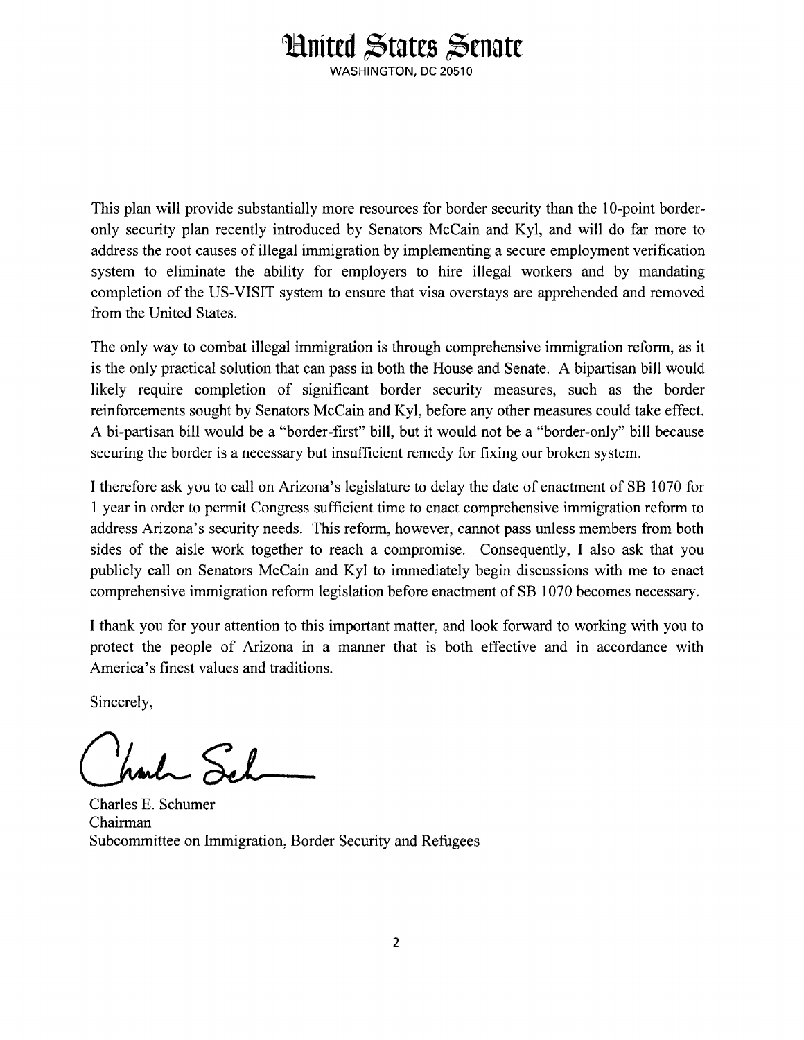# United States Senate

WASHINGTON, DC 20510

This plan will provide substantially more resources for border security than the 10-point border-only security plan recently introduced by Senators McCain and Kyl, and will do far more to address the root causes of illegal immigration by implementing a secure employment verification system to eliminate the ability for employers to hire illegal workers and by mandating completion of the US-VISIT system to ensure that visa overstays are apprehended and removed from the United States.

The only way to combat illegal immigration is through comprehensive immigration reform, as it is the only practical solution that can pass in both the House and Senate. A bipartisan bill would likely require completion of significant border security measures, such as the border reinforcements sought by Senators McCain and Kyl, before any other measures could take effect. A bi-partisan bill would be a "border-first" bill, but it would not be a "border-only" bill because securing the border is a necessary but insufficient remedy for fixing our broken system.

I therefore ask you to call on Arizona's legislature to delay the date of enactment of SB 1070 for 1 year in order to permit Congress sufficient time to enact comprehensive immigration reform to address Arizona's security needs. This reform, however, cannot pass unless members from both sides of the aisle work together to reach a compromise. Consequently, I also ask that you publicly call on Senators McCain and Kyl to immediately begin discussions with me to enact comprehensive immigration reform legislation before enactment of SB 1070 becomes necessary.

I thank you for your attention to this important matter, and look forward to working with you to protect the people of Arizona in a manner that is both effective and in accordance with America's finest values and traditions.

Sincerely,

Charles E. Schumer
Chairman
Subcommittee on Immigration, Border Security and Refugees